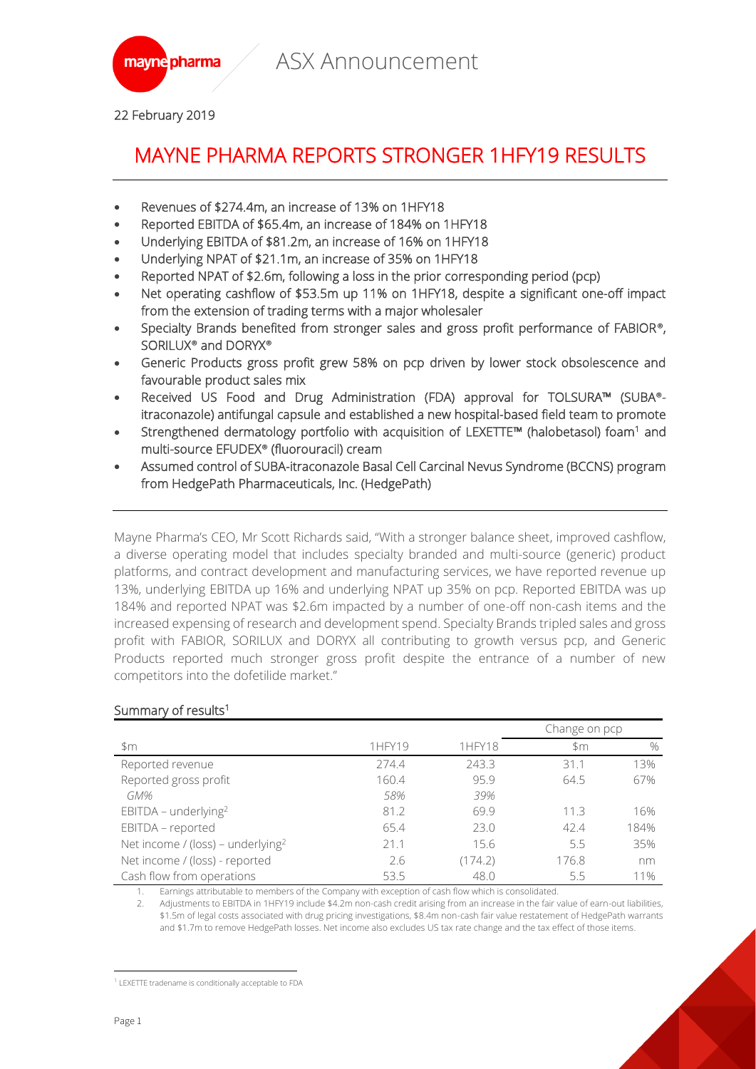ASX Announcement

22 February 2019

# MAYNE PHARMA REPORTS STRONGER 1HFY19 RESULTS

- Revenues of $274.4m, an increase of 13% on 1HFY18
- Reported EBITDA of $65.4m, an increase of 184% on 1HFY18
- Underlying EBITDA of $81.2m, an increase of 16% on 1HFY18
- Underlying NPAT of $21.1m, an increase of 35% on 1HFY18
- Reported NPAT of $2.6m, following a loss in the prior corresponding period (pcp)
- Net operating cashflow of $53.5m up 11% on 1HFY18, despite a significant one-off impact from the extension of trading terms with a major wholesaler
- Specialty Brands benefited from stronger sales and gross profit performance of FABIOR®, SORILUX® and DORYX®
- Generic Products gross profit grew 58% on pcp driven by lower stock obsolescence and favourable product sales mix
- Received US Food and Drug Administration (FDA) approval for TOLSURA™ (SUBA®-itraconazole) antifungal capsule and established a new hospital-based field team to promote
- Strengthened dermatology portfolio with acquisition of LEXETTE™ (halobetasol) foam[1] and multi-source EFUDEX® (fluorouracil) cream
- Assumed control of SUBA-itraconazole Basal Cell Carcinal Nevus Syndrome (BCCNS) program from HedgePath Pharmaceuticals, Inc. (HedgePath)

Mayne Pharma's CEO, Mr Scott Richards said, "With a stronger balance sheet, improved cashflow, a diverse operating model that includes specialty branded and multi-source (generic) product platforms, and contract development and manufacturing services, we have reported revenue up 13%, underlying EBITDA up 16% and underlying NPAT up 35% on pcp. Reported EBITDA was up 184% and reported NPAT was $2.6m impacted by a number of one-off non-cash items and the increased expensing of research and development spend. Specialty Brands tripled sales and gross profit with FABIOR, SORILUX and DORYX all contributing to growth versus pcp, and Generic Products reported much stronger gross profit despite the entrance of a number of new competitors into the dofetilide market."

## Summary of results[1]

| | | | Change on pcp | |
|---|---|---|---|---|
| $m | 1HFY19 | 1HFY18 | $m | % |
| Reported revenue | 274.4 | 243.3 | 31.1 | 13% |
| Reported gross profit | 160.4 | 95.9 | 64.5 | 67% |
| *GM%* | *58%* | *39%* | | |
| EBITDA – underlying[2] | 81.2 | 69.9 | 11.3 | 16% |
| EBITDA – reported | 65.4 | 23.0 | 42.4 | 184% |
| Net income / (loss) – underlying[2] | 21.1 | 15.6 | 5.5 | 35% |
| Net income / (loss) - reported | 2.6 | (174.2) | 176.8 | nm |
| Cash flow from operations | 53.5 | 48.0 | 5.5 | 11% |

1. Earnings attributable to members of the Company with exception of cash flow which is consolidated.
2. Adjustments to EBITDA in 1HFY19 include $4.2m non-cash credit arising from an increase in the fair value of earn-out liabilities, $1.5m of legal costs associated with drug pricing investigations, $8.4m non-cash fair value restatement of HedgePath warrants and $1.7m to remove HedgePath losses. Net income also excludes US tax rate change and the tax effect of those items.

[1] LEXETTE tradename is conditionally acceptable to FDA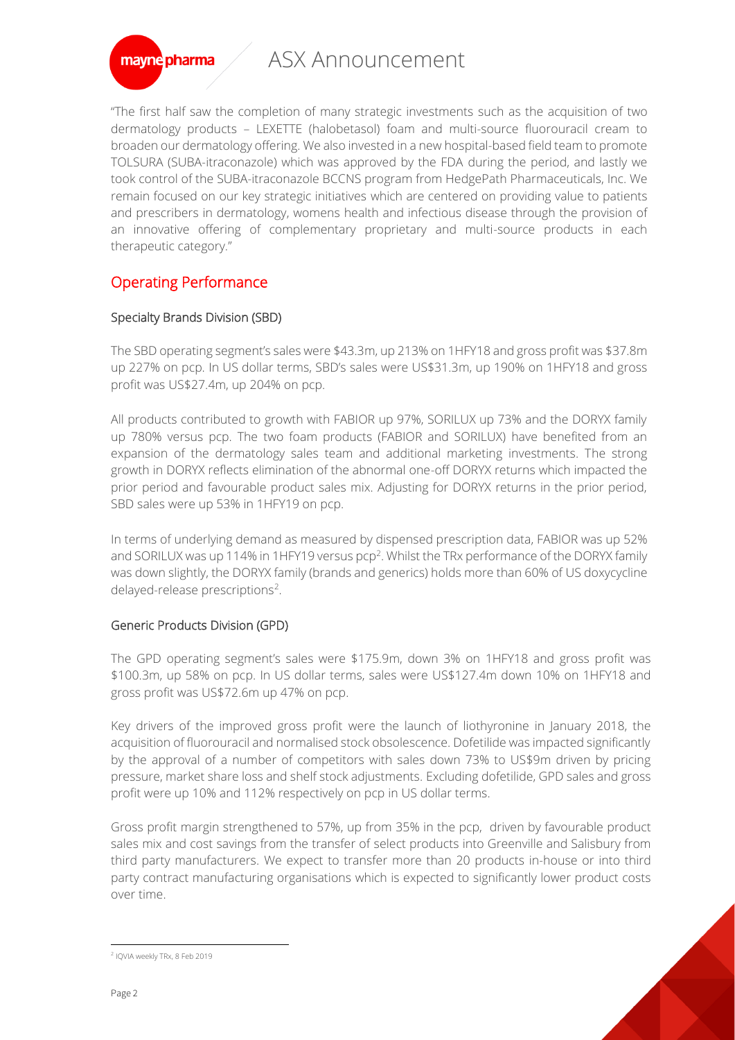"The first half saw the completion of many strategic investments such as the acquisition of two dermatology products – LEXETTE (halobetasol) foam and multi-source fluorouracil cream to broaden our dermatology offering. We also invested in a new hospital-based field team to promote TOLSURA (SUBA-itraconazole) which was approved by the FDA during the period, and lastly we took control of the SUBA-itraconazole BCCNS program from HedgePath Pharmaceuticals, Inc. We remain focused on our key strategic initiatives which are centered on providing value to patients and prescribers in dermatology, womens health and infectious disease through the provision of an innovative offering of complementary proprietary and multi-source products in each therapeutic category."

## Operating Performance

### Specialty Brands Division (SBD)

The SBD operating segment's sales were $43.3m, up 213% on 1HFY18 and gross profit was $37.8m up 227% on pcp. In US dollar terms, SBD's sales were US$31.3m, up 190% on 1HFY18 and gross profit was US$27.4m, up 204% on pcp.

All products contributed to growth with FABIOR up 97%, SORILUX up 73% and the DORYX family up 780% versus pcp. The two foam products (FABIOR and SORILUX) have benefited from an expansion of the dermatology sales team and additional marketing investments. The strong growth in DORYX reflects elimination of the abnormal one-off DORYX returns which impacted the prior period and favourable product sales mix. Adjusting for DORYX returns in the prior period, SBD sales were up 53% in 1HFY19 on pcp.

In terms of underlying demand as measured by dispensed prescription data, FABIOR was up 52% and SORILUX was up 114% in 1HFY19 versus pcp[2]. Whilst the TRx performance of the DORYX family was down slightly, the DORYX family (brands and generics) holds more than 60% of US doxycycline delayed-release prescriptions[2].

### Generic Products Division (GPD)

The GPD operating segment's sales were $175.9m, down 3% on 1HFY18 and gross profit was $100.3m, up 58% on pcp. In US dollar terms, sales were US$127.4m down 10% on 1HFY18 and gross profit was US$72.6m up 47% on pcp.

Key drivers of the improved gross profit were the launch of liothyronine in January 2018, the acquisition of fluorouracil and normalised stock obsolescence. Dofetilide was impacted significantly by the approval of a number of competitors with sales down 73% to US$9m driven by pricing pressure, market share loss and shelf stock adjustments. Excluding dofetilide, GPD sales and gross profit were up 10% and 112% respectively on pcp in US dollar terms.

Gross profit margin strengthened to 57%, up from 35% in the pcp, driven by favourable product sales mix and cost savings from the transfer of select products into Greenville and Salisbury from third party manufacturers. We expect to transfer more than 20 products in-house or into third party contract manufacturing organisations which is expected to significantly lower product costs over time.

---

[2] IQVIA weekly TRx, 8 Feb 2019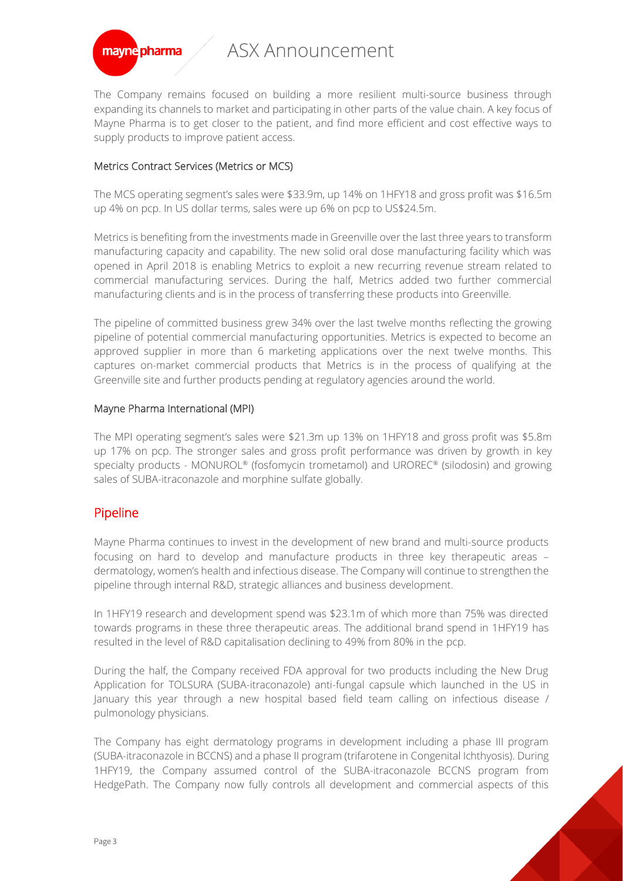The Company remains focused on building a more resilient multi-source business through expanding its channels to market and participating in other parts of the value chain. A key focus of Mayne Pharma is to get closer to the patient, and find more efficient and cost effective ways to supply products to improve patient access.

### Metrics Contract Services (Metrics or MCS)

The MCS operating segment's sales were $33.9m, up 14% on 1HFY18 and gross profit was $16.5m up 4% on pcp. In US dollar terms, sales were up 6% on pcp to US$24.5m.

Metrics is benefiting from the investments made in Greenville over the last three years to transform manufacturing capacity and capability. The new solid oral dose manufacturing facility which was opened in April 2018 is enabling Metrics to exploit a new recurring revenue stream related to commercial manufacturing services. During the half, Metrics added two further commercial manufacturing clients and is in the process of transferring these products into Greenville.

The pipeline of committed business grew 34% over the last twelve months reflecting the growing pipeline of potential commercial manufacturing opportunities. Metrics is expected to become an approved supplier in more than 6 marketing applications over the next twelve months. This captures on-market commercial products that Metrics is in the process of qualifying at the Greenville site and further products pending at regulatory agencies around the world.

### Mayne Pharma International (MPI)

The MPI operating segment's sales were $21.3m up 13% on 1HFY18 and gross profit was $5.8m up 17% on pcp. The stronger sales and gross profit performance was driven by growth in key specialty products - MONUROL® (fosfomycin trometamol) and UROREC® (silodosin) and growing sales of SUBA-itraconazole and morphine sulfate globally.

## Pipeline

Mayne Pharma continues to invest in the development of new brand and multi-source products focusing on hard to develop and manufacture products in three key therapeutic areas – dermatology, women's health and infectious disease. The Company will continue to strengthen the pipeline through internal R&D, strategic alliances and business development.

In 1HFY19 research and development spend was $23.1m of which more than 75% was directed towards programs in these three therapeutic areas. The additional brand spend in 1HFY19 has resulted in the level of R&D capitalisation declining to 49% from 80% in the pcp.

During the half, the Company received FDA approval for two products including the New Drug Application for TOLSURA (SUBA-itraconazole) anti-fungal capsule which launched in the US in January this year through a new hospital based field team calling on infectious disease / pulmonology physicians.

The Company has eight dermatology programs in development including a phase III program (SUBA-itraconazole in BCCNS) and a phase II program (trifarotene in Congenital Ichthyosis). During 1HFY19, the Company assumed control of the SUBA-itraconazole BCCNS program from HedgePath. The Company now fully controls all development and commercial aspects of this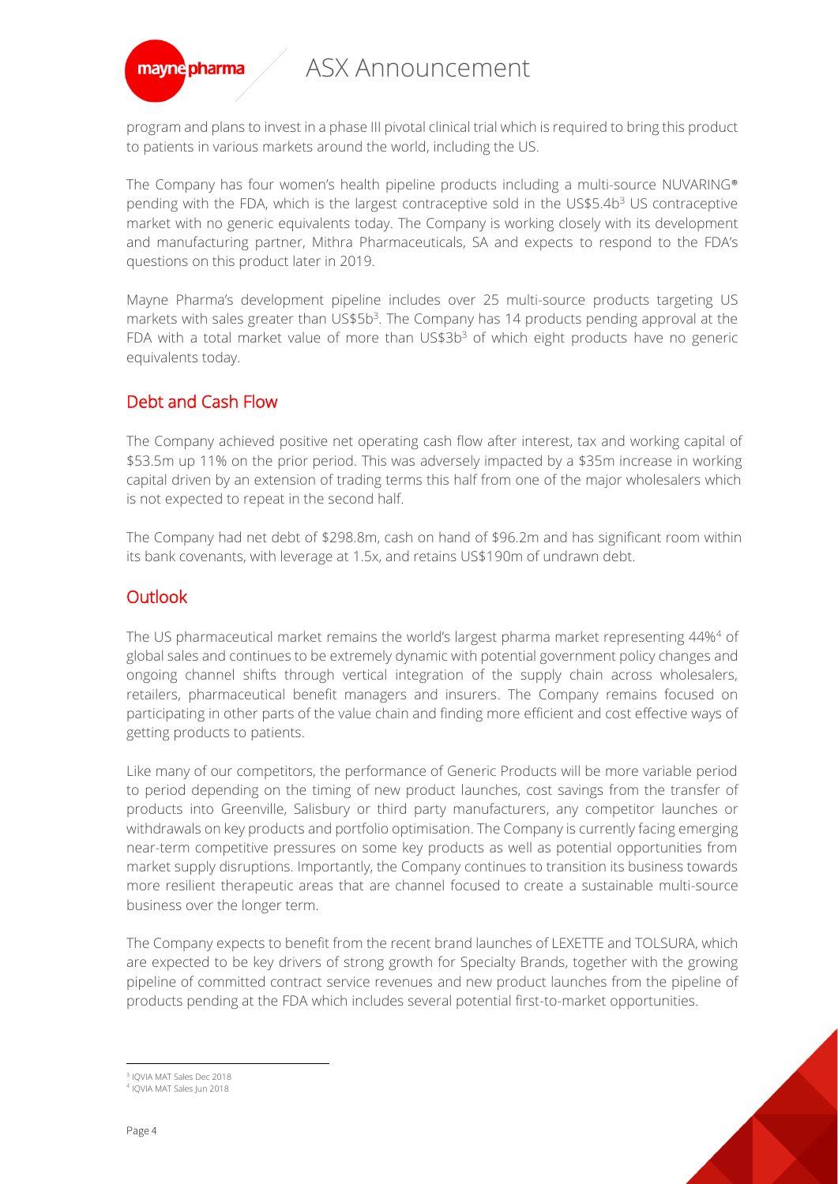program and plans to invest in a phase III pivotal clinical trial which is required to bring this product to patients in various markets around the world, including the US.

The Company has four women's health pipeline products including a multi-source NUVARING® pending with the FDA, which is the largest contraceptive sold in the US$5.4b[3] US contraceptive market with no generic equivalents today. The Company is working closely with its development and manufacturing partner, Mithra Pharmaceuticals, SA and expects to respond to the FDA's questions on this product later in 2019.

Mayne Pharma's development pipeline includes over 25 multi-source products targeting US markets with sales greater than US$5b[3]. The Company has 14 products pending approval at the FDA with a total market value of more than US$3b[3] of which eight products have no generic equivalents today.

## Debt and Cash Flow

The Company achieved positive net operating cash flow after interest, tax and working capital of $53.5m up 11% on the prior period. This was adversely impacted by a $35m increase in working capital driven by an extension of trading terms this half from one of the major wholesalers which is not expected to repeat in the second half.

The Company had net debt of $298.8m, cash on hand of $96.2m and has significant room within its bank covenants, with leverage at 1.5x, and retains US$190m of undrawn debt.

## Outlook

The US pharmaceutical market remains the world's largest pharma market representing 44%[4] of global sales and continues to be extremely dynamic with potential government policy changes and ongoing channel shifts through vertical integration of the supply chain across wholesalers, retailers, pharmaceutical benefit managers and insurers. The Company remains focused on participating in other parts of the value chain and finding more efficient and cost effective ways of getting products to patients.

Like many of our competitors, the performance of Generic Products will be more variable period to period depending on the timing of new product launches, cost savings from the transfer of products into Greenville, Salisbury or third party manufacturers, any competitor launches or withdrawals on key products and portfolio optimisation. The Company is currently facing emerging near-term competitive pressures on some key products as well as potential opportunities from market supply disruptions. Importantly, the Company continues to transition its business towards more resilient therapeutic areas that are channel focused to create a sustainable multi-source business over the longer term.

The Company expects to benefit from the recent brand launches of LEXETTE and TOLSURA, which are expected to be key drivers of strong growth for Specialty Brands, together with the growing pipeline of committed contract service revenues and new product launches from the pipeline of products pending at the FDA which includes several potential first-to-market opportunities.

[3] IQVIA MAT Sales Dec 2018
[4] IQVIA MAT Sales Jun 2018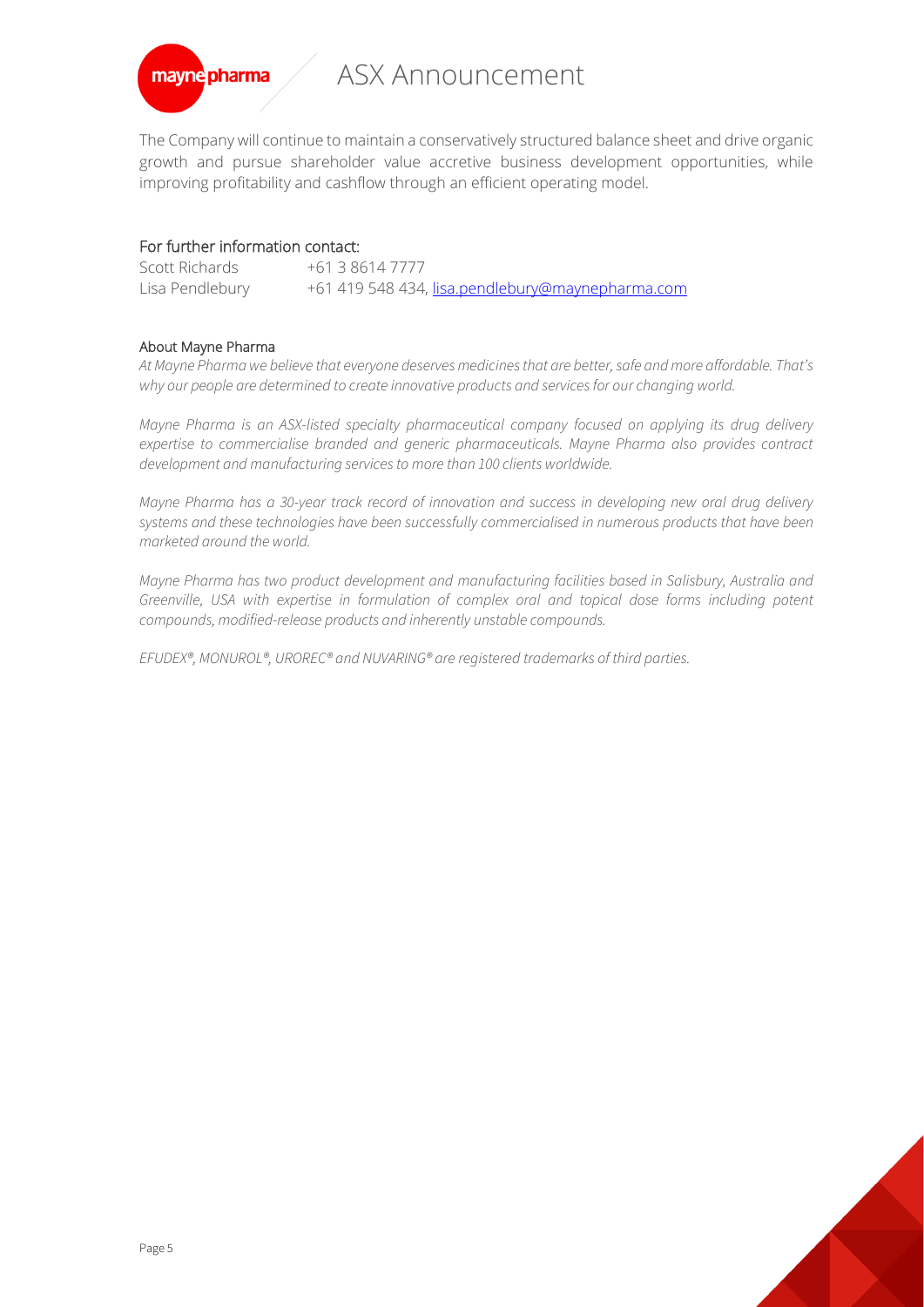The Company will continue to maintain a conservatively structured balance sheet and drive organic growth and pursue shareholder value accretive business development opportunities, while improving profitability and cashflow through an efficient operating model.

## For further information contact:

| | |
|---|---|
| Scott Richards | +61 3 8614 7777 |
| Lisa Pendlebury | +61 419 548 434, lisa.pendlebury@maynepharma.com |

### About Mayne Pharma

*At Mayne Pharma we believe that everyone deserves medicines that are better, safe and more affordable. That's why our people are determined to create innovative products and services for our changing world.*

*Mayne Pharma is an ASX-listed specialty pharmaceutical company focused on applying its drug delivery expertise to commercialise branded and generic pharmaceuticals. Mayne Pharma also provides contract development and manufacturing services to more than 100 clients worldwide.*

*Mayne Pharma has a 30-year track record of innovation and success in developing new oral drug delivery systems and these technologies have been successfully commercialised in numerous products that have been marketed around the world.*

*Mayne Pharma has two product development and manufacturing facilities based in Salisbury, Australia and Greenville, USA with expertise in formulation of complex oral and topical dose forms including potent compounds, modified-release products and inherently unstable compounds.*

*EFUDEX®, MONUROL®, UROREC® and NUVARING® are registered trademarks of third parties.*